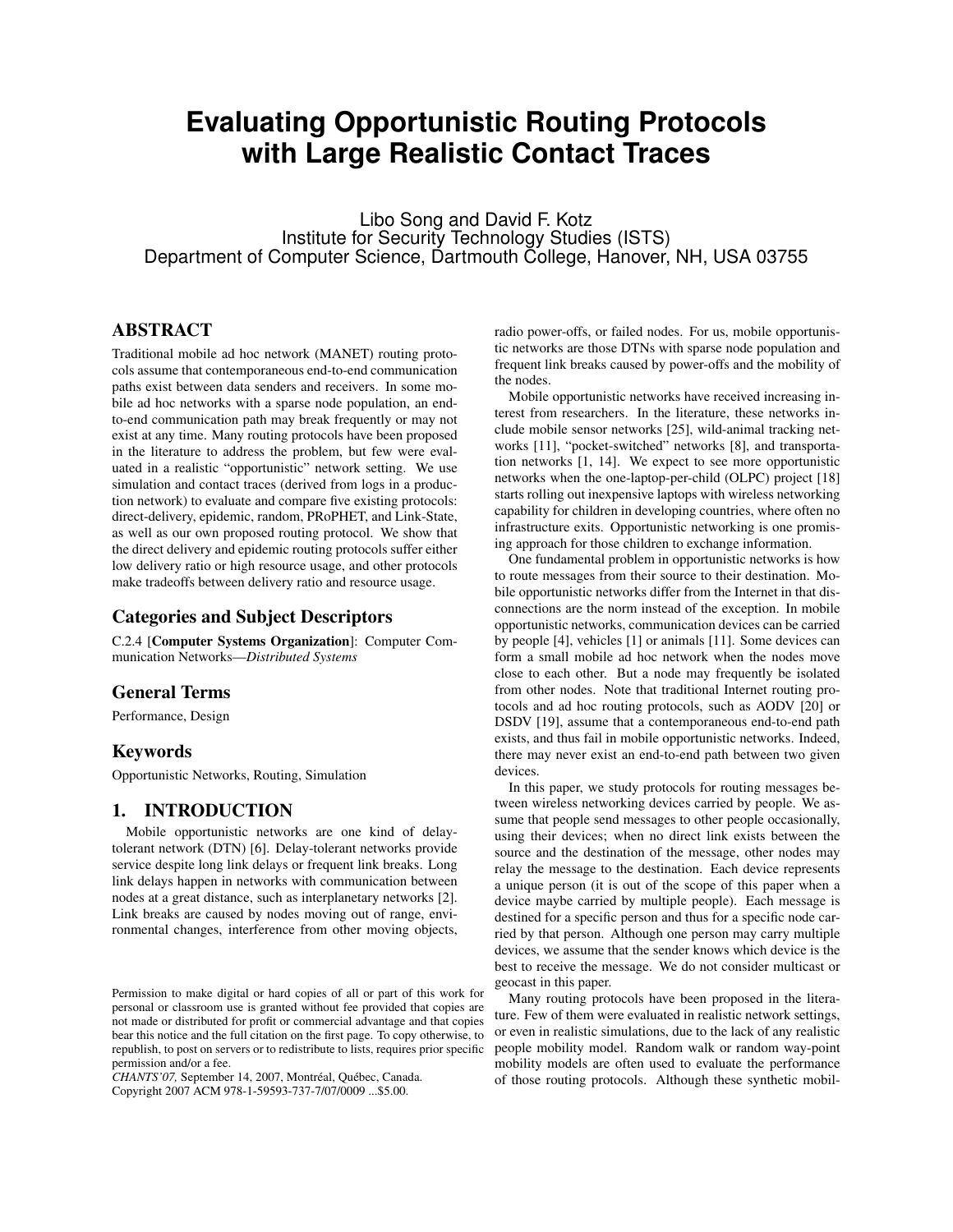# Evaluating Opportunistic Routing Protocols with Large Realistic Contact Traces

Libo Song and David F. Kotz
Institute for Security Technology Studies (ISTS)
Department of Computer Science, Dartmouth College, Hanover, NH, USA 03755

## ABSTRACT

Traditional mobile ad hoc network (MANET) routing protocols assume that contemporaneous end-to-end communication paths exist between data senders and receivers. In some mobile ad hoc networks with a sparse node population, an end-to-end communication path may break frequently or may not exist at any time. Many routing protocols have been proposed in the literature to address the problem, but few were evaluated in a realistic "opportunistic" network setting. We use simulation and contact traces (derived from logs in a production network) to evaluate and compare five existing protocols: direct-delivery, epidemic, random, PRoPHET, and Link-State, as well as our own proposed routing protocol. We show that the direct delivery and epidemic routing protocols suffer either low delivery ratio or high resource usage, and other protocols make tradeoffs between delivery ratio and resource usage.

## Categories and Subject Descriptors

C.2.4 [**Computer Systems Organization**]: Computer Communication Networks—*Distributed Systems*

## General Terms

Performance, Design

## Keywords

Opportunistic Networks, Routing, Simulation

## 1. INTRODUCTION

Mobile opportunistic networks are one kind of delay-tolerant network (DTN) [6]. Delay-tolerant networks provide service despite long link delays or frequent link breaks. Long link delays happen in networks with communication between nodes at a great distance, such as interplanetary networks [2]. Link breaks are caused by nodes moving out of range, environmental changes, interference from other moving objects, radio power-offs, or failed nodes. For us, mobile opportunistic networks are those DTNs with sparse node population and frequent link breaks caused by power-offs and the mobility of the nodes.

Mobile opportunistic networks have received increasing interest from researchers. In the literature, these networks include mobile sensor networks [25], wild-animal tracking networks [11], "pocket-switched" networks [8], and transportation networks [1, 14]. We expect to see more opportunistic networks when the one-laptop-per-child (OLPC) project [18] starts rolling out inexpensive laptops with wireless networking capability for children in developing countries, where often no infrastructure exits. Opportunistic networking is one promising approach for those children to exchange information.

One fundamental problem in opportunistic networks is how to route messages from their source to their destination. Mobile opportunistic networks differ from the Internet in that disconnections are the norm instead of the exception. In mobile opportunistic networks, communication devices can be carried by people [4], vehicles [1] or animals [11]. Some devices can form a small mobile ad hoc network when the nodes move close to each other. But a node may frequently be isolated from other nodes. Note that traditional Internet routing protocols and ad hoc routing protocols, such as AODV [20] or DSDV [19], assume that a contemporaneous end-to-end path exists, and thus fail in mobile opportunistic networks. Indeed, there may never exist an end-to-end path between two given devices.

In this paper, we study protocols for routing messages between wireless networking devices carried by people. We assume that people send messages to other people occasionally, using their devices; when no direct link exists between the source and the destination of the message, other nodes may relay the message to the destination. Each device represents a unique person (it is out of the scope of this paper when a device maybe carried by multiple people). Each message is destined for a specific person and thus for a specific node carried by that person. Although one person may carry multiple devices, we assume that the sender knows which device is the best to receive the message. We do not consider multicast or geocast in this paper.

Many routing protocols have been proposed in the literature. Few of them were evaluated in realistic network settings, or even in realistic simulations, due to the lack of any realistic people mobility model. Random walk or random way-point mobility models are often used to evaluate the performance of those routing protocols. Although these synthetic mobil-

Permission to make digital or hard copies of all or part of this work for personal or classroom use is granted without fee provided that copies are not made or distributed for profit or commercial advantage and that copies bear this notice and the full citation on the first page. To copy otherwise, to republish, to post on servers or to redistribute to lists, requires prior specific permission and/or a fee.
*CHANTS'07,* September 14, 2007, Montréal, Québec, Canada.
Copyright 2007 ACM 978-1-59593-737-7/07/0009 ...$5.00.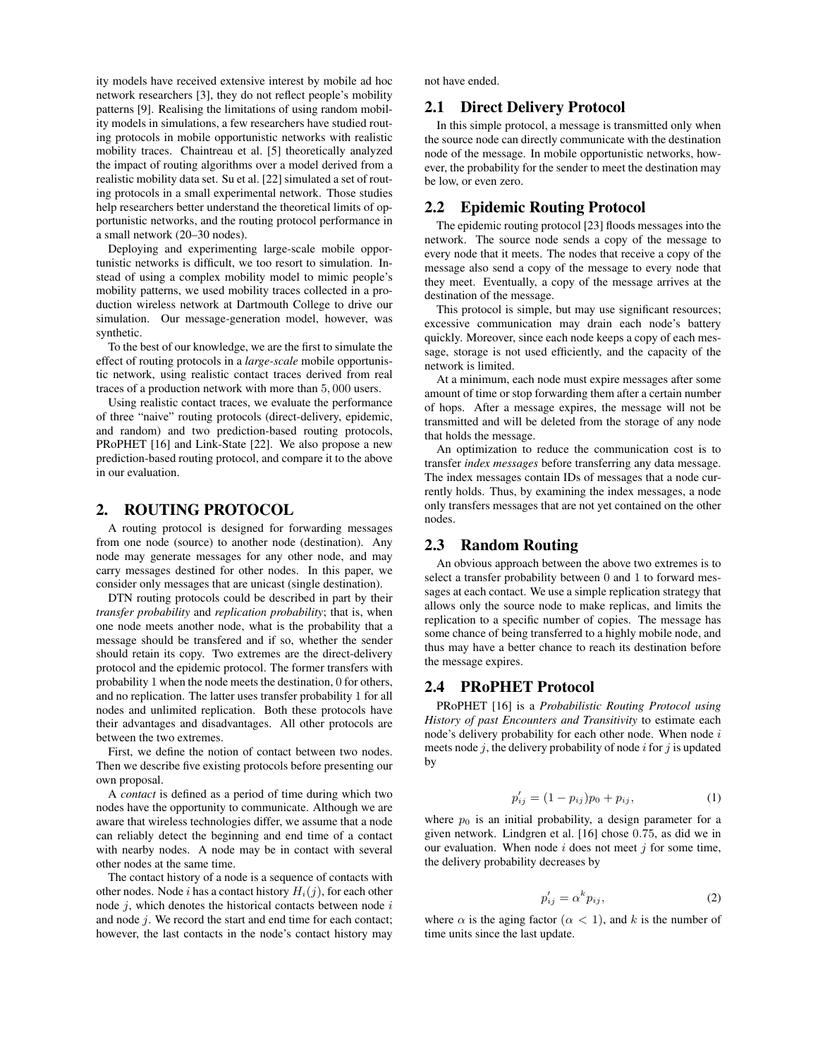ity models have received extensive interest by mobile ad hoc network researchers [3], they do not reflect people's mobility patterns [9]. Realising the limitations of using random mobility models in simulations, a few researchers have studied routing protocols in mobile opportunistic networks with realistic mobility traces. Chaintreau et al. [5] theoretically analyzed the impact of routing algorithms over a model derived from a realistic mobility data set. Su et al. [22] simulated a set of routing protocols in a small experimental network. Those studies help researchers better understand the theoretical limits of opportunistic networks, and the routing protocol performance in a small network (20–30 nodes).

Deploying and experimenting large-scale mobile opportunistic networks is difficult, we too resort to simulation. Instead of using a complex mobility model to mimic people's mobility patterns, we used mobility traces collected in a production wireless network at Dartmouth College to drive our simulation. Our message-generation model, however, was synthetic.

To the best of our knowledge, we are the first to simulate the effect of routing protocols in a *large-scale* mobile opportunistic network, using realistic contact traces derived from real traces of a production network with more than $5,000$ users.

Using realistic contact traces, we evaluate the performance of three "naive" routing protocols (direct-delivery, epidemic, and random) and two prediction-based routing protocols, PRoPHET [16] and Link-State [22]. We also propose a new prediction-based routing protocol, and compare it to the above in our evaluation.

## 2. ROUTING PROTOCOL

A routing protocol is designed for forwarding messages from one node (source) to another node (destination). Any node may generate messages for any other node, and may carry messages destined for other nodes. In this paper, we consider only messages that are unicast (single destination).

DTN routing protocols could be described in part by their *transfer probability* and *replication probability*; that is, when one node meets another node, what is the probability that a message should be transfered and if so, whether the sender should retain its copy. Two extremes are the direct-delivery protocol and the epidemic protocol. The former transfers with probability 1 when the node meets the destination, 0 for others, and no replication. The latter uses transfer probability 1 for all nodes and unlimited replication. Both these protocols have their advantages and disadvantages. All other protocols are between the two extremes.

First, we define the notion of contact between two nodes. Then we describe five existing protocols before presenting our own proposal.

A *contact* is defined as a period of time during which two nodes have the opportunity to communicate. Although we are aware that wireless technologies differ, we assume that a node can reliably detect the beginning and end time of a contact with nearby nodes. A node may be in contact with several other nodes at the same time.

The contact history of a node is a sequence of contacts with other nodes. Node $i$ has a contact history $H_i(j)$, for each other node $j$, which denotes the historical contacts between node $i$ and node $j$. We record the start and end time for each contact; however, the last contacts in the node's contact history may not have ended.

### 2.1 Direct Delivery Protocol

In this simple protocol, a message is transmitted only when the source node can directly communicate with the destination node of the message. In mobile opportunistic networks, however, the probability for the sender to meet the destination may be low, or even zero.

### 2.2 Epidemic Routing Protocol

The epidemic routing protocol [23] floods messages into the network. The source node sends a copy of the message to every node that it meets. The nodes that receive a copy of the message also send a copy of the message to every node that they meet. Eventually, a copy of the message arrives at the destination of the message.

This protocol is simple, but may use significant resources; excessive communication may drain each node's battery quickly. Moreover, since each node keeps a copy of each message, storage is not used efficiently, and the capacity of the network is limited.

At a minimum, each node must expire messages after some amount of time or stop forwarding them after a certain number of hops. After a message expires, the message will not be transmitted and will be deleted from the storage of any node that holds the message.

An optimization to reduce the communication cost is to transfer *index messages* before transferring any data message. The index messages contain IDs of messages that a node currently holds. Thus, by examining the index messages, a node only transfers messages that are not yet contained on the other nodes.

### 2.3 Random Routing

An obvious approach between the above two extremes is to select a transfer probability between 0 and 1 to forward messages at each contact. We use a simple replication strategy that allows only the source node to make replicas, and limits the replication to a specific number of copies. The message has some chance of being transferred to a highly mobile node, and thus may have a better chance to reach its destination before the message expires.

### 2.4 PRoPHET Protocol

PRoPHET [16] is a *Probabilistic Routing Protocol using History of past Encounters and Transitivity* to estimate each node's delivery probability for each other node. When node $i$ meets node $j$, the delivery probability of node $i$ for $j$ is updated by

$$p'_{ij} = (1 - p_{ij})p_0 + p_{ij}, \tag{1}$$

where $p_0$ is an initial probability, a design parameter for a given network. Lindgren et al. [16] chose $0.75$, as did we in our evaluation. When node $i$ does not meet $j$ for some time, the delivery probability decreases by

$$p'_{ij} = \alpha^k p_{ij}, \tag{2}$$

where $\alpha$ is the aging factor ($\alpha < 1$), and $k$ is the number of time units since the last update.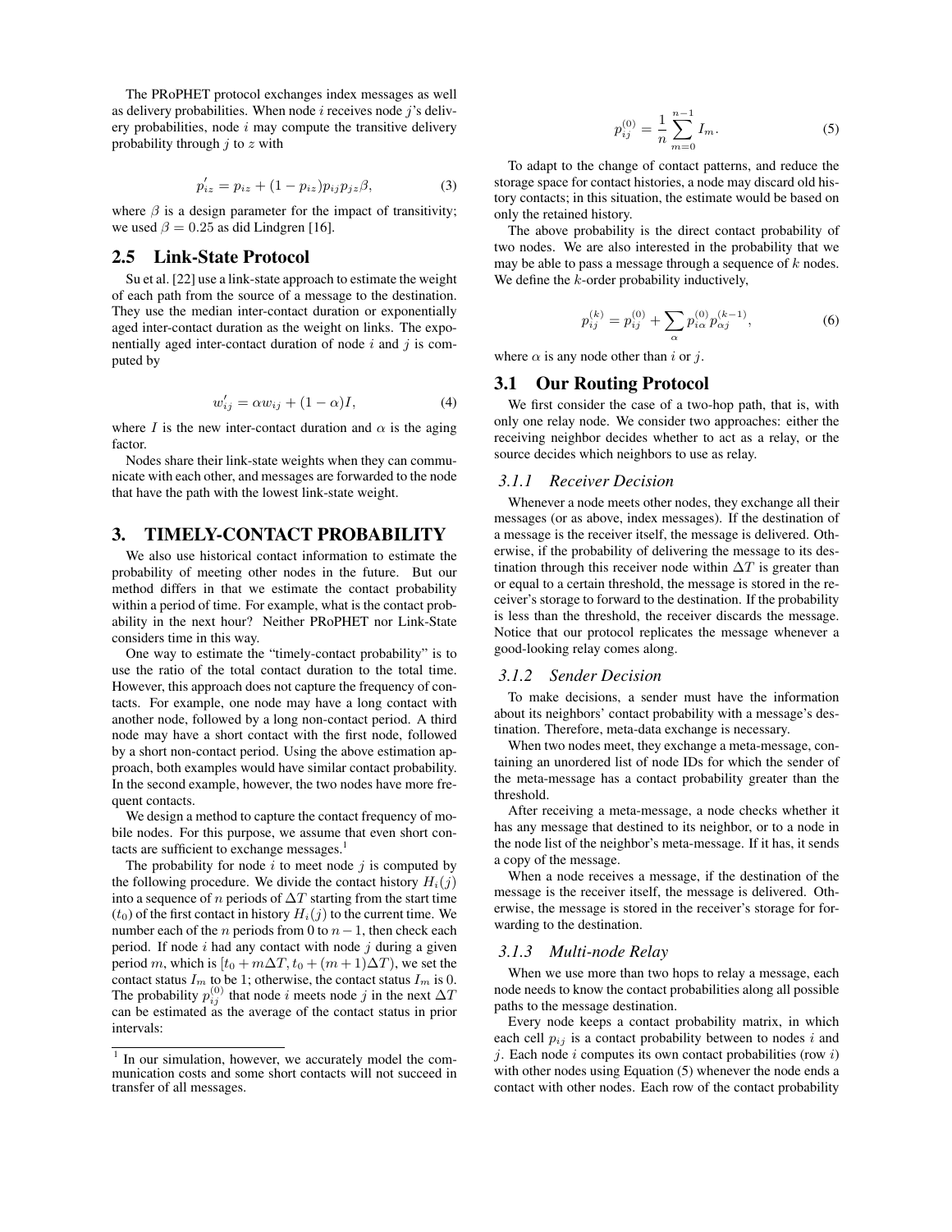The PRoPHET protocol exchanges index messages as well as delivery probabilities. When node $i$ receives node $j$'s delivery probabilities, node $i$ may compute the transitive delivery probability through $j$ to $z$ with

$$p'_{iz} = p_{iz} + (1 - p_{iz})p_{ij}p_{jz}\beta, \tag{3}$$

where $\beta$ is a design parameter for the impact of transitivity; we used $\beta = 0.25$ as did Lindgren [16].

## 2.5 Link-State Protocol

Su et al. [22] use a link-state approach to estimate the weight of each path from the source of a message to the destination. They use the median inter-contact duration or exponentially aged inter-contact duration as the weight on links. The exponentially aged inter-contact duration of node $i$ and $j$ is computed by

$$w'_{ij} = \alpha w_{ij} + (1 - \alpha)I, \tag{4}$$

where $I$ is the new inter-contact duration and $\alpha$ is the aging factor.

Nodes share their link-state weights when they can communicate with each other, and messages are forwarded to the node that have the path with the lowest link-state weight.

# 3. TIMELY-CONTACT PROBABILITY

We also use historical contact information to estimate the probability of meeting other nodes in the future. But our method differs in that we estimate the contact probability within a period of time. For example, what is the contact probability in the next hour? Neither PRoPHET nor Link-State considers time in this way.

One way to estimate the "timely-contact probability" is to use the ratio of the total contact duration to the total time. However, this approach does not capture the frequency of contacts. For example, one node may have a long contact with another node, followed by a long non-contact period. A third node may have a short contact with the first node, followed by a short non-contact period. Using the above estimation approach, both examples would have similar contact probability. In the second example, however, the two nodes have more frequent contacts.

We design a method to capture the contact frequency of mobile nodes. For this purpose, we assume that even short contacts are sufficient to exchange messages.[1]

The probability for node $i$ to meet node $j$ is computed by the following procedure. We divide the contact history $H_i(j)$ into a sequence of $n$ periods of $\Delta T$ starting from the start time ($t_0$) of the first contact in history $H_i(j)$ to the current time. We number each of the $n$ periods from 0 to $n-1$, then check each period. If node $i$ had any contact with node $j$ during a given period $m$, which is $[t_0 + m\Delta T, t_0 + (m+1)\Delta T)$, we set the contact status $I_m$ to be 1; otherwise, the contact status $I_m$ is 0. The probability $p_{ij}^{(0)}$ that node $i$ meets node $j$ in the next $\Delta T$ can be estimated as the average of the contact status in prior intervals:

$$p_{ij}^{(0)} = \frac{1}{n}\sum_{m=0}^{n-1} I_m. \tag{5}$$

To adapt to the change of contact patterns, and reduce the storage space for contact histories, a node may discard old history contacts; in this situation, the estimate would be based on only the retained history.

The above probability is the direct contact probability of two nodes. We are also interested in the probability that we may be able to pass a message through a sequence of $k$ nodes. We define the $k$-order probability inductively,

$$p_{ij}^{(k)} = p_{ij}^{(0)} + \sum_{\alpha} p_{i\alpha}^{(0)} p_{\alpha j}^{(k-1)}, \tag{6}$$

where $\alpha$ is any node other than $i$ or $j$.

## 3.1 Our Routing Protocol

We first consider the case of a two-hop path, that is, with only one relay node. We consider two approaches: either the receiving neighbor decides whether to act as a relay, or the source decides which neighbors to use as relay.

### *3.1.1 Receiver Decision*

Whenever a node meets other nodes, they exchange all their messages (or as above, index messages). If the destination of a message is the receiver itself, the message is delivered. Otherwise, if the probability of delivering the message to its destination through this receiver node within $\Delta T$ is greater than or equal to a certain threshold, the message is stored in the receiver's storage to forward to the destination. If the probability is less than the threshold, the receiver discards the message. Notice that our protocol replicates the message whenever a good-looking relay comes along.

### *3.1.2 Sender Decision*

To make decisions, a sender must have the information about its neighbors' contact probability with a message's destination. Therefore, meta-data exchange is necessary.

When two nodes meet, they exchange a meta-message, containing an unordered list of node IDs for which the sender of the meta-message has a contact probability greater than the threshold.

After receiving a meta-message, a node checks whether it has any message that destined to its neighbor, or to a node in the node list of the neighbor's meta-message. If it has, it sends a copy of the message.

When a node receives a message, if the destination of the message is the receiver itself, the message is delivered. Otherwise, the message is stored in the receiver's storage for forwarding to the destination.

### *3.1.3 Multi-node Relay*

When we use more than two hops to relay a message, each node needs to know the contact probabilities along all possible paths to the message destination.

Every node keeps a contact probability matrix, in which each cell $p_{ij}$ is a contact probability between to nodes $i$ and $j$. Each node $i$ computes its own contact probabilities (row $i$) with other nodes using Equation (5) whenever the node ends a contact with other nodes. Each row of the contact probability

[1] In our simulation, however, we accurately model the communication costs and some short contacts will not succeed in transfer of all messages.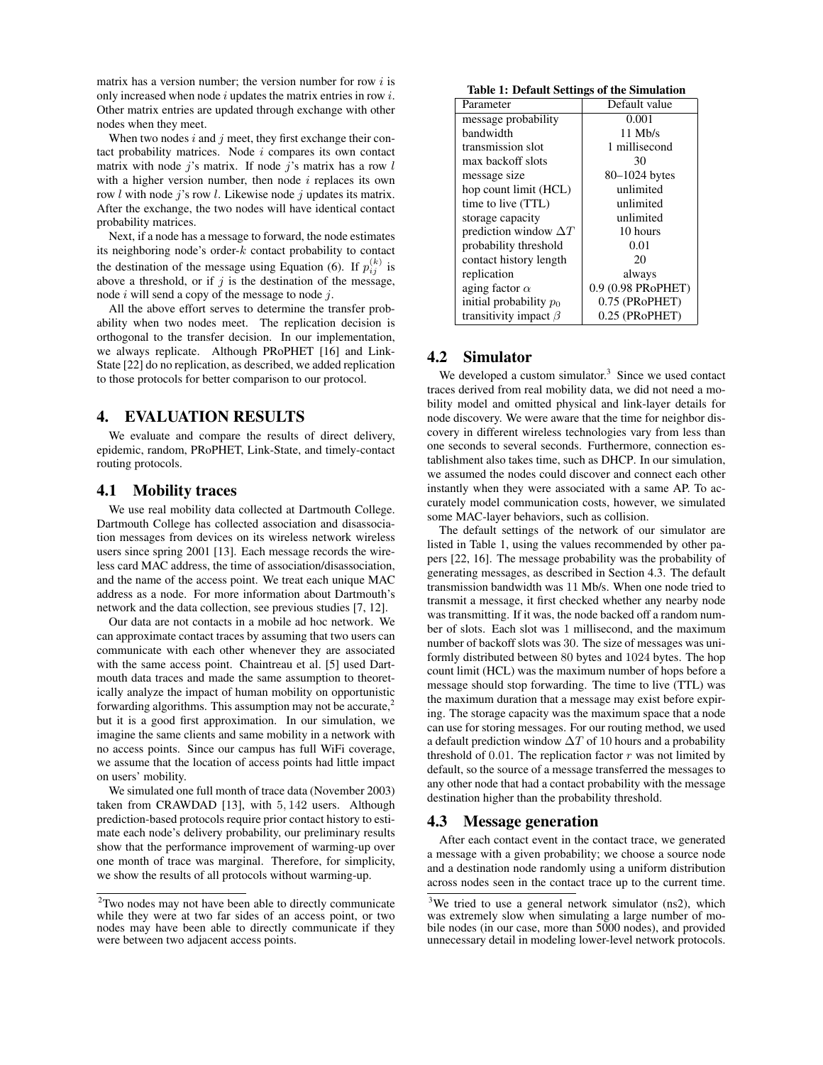matrix has a version number; the version number for row $i$ is only increased when node $i$ updates the matrix entries in row $i$. Other matrix entries are updated through exchange with other nodes when they meet.

When two nodes $i$ and $j$ meet, they first exchange their contact probability matrices. Node $i$ compares its own contact matrix with node $j$'s matrix. If node $j$'s matrix has a row $l$ with a higher version number, then node $i$ replaces its own row $l$ with node $j$'s row $l$. Likewise node $j$ updates its matrix. After the exchange, the two nodes will have identical contact probability matrices.

Next, if a node has a message to forward, the node estimates its neighboring node's order-$k$ contact probability to contact the destination of the message using Equation (6). If $p_{ij}^{(k)}$ is above a threshold, or if $j$ is the destination of the message, node $i$ will send a copy of the message to node $j$.

All the above effort serves to determine the transfer probability when two nodes meet. The replication decision is orthogonal to the transfer decision. In our implementation, we always replicate. Although PRoPHET [16] and Link-State [22] do no replication, as described, we added replication to those protocols for better comparison to our protocol.

# 4. EVALUATION RESULTS

We evaluate and compare the results of direct delivery, epidemic, random, PRoPHET, Link-State, and timely-contact routing protocols.

## 4.1 Mobility traces

We use real mobility data collected at Dartmouth College. Dartmouth College has collected association and disassociation messages from devices on its wireless network wireless users since spring 2001 [13]. Each message records the wireless card MAC address, the time of association/disassociation, and the name of the access point. We treat each unique MAC address as a node. For more information about Dartmouth's network and the data collection, see previous studies [7, 12].

Our data are not contacts in a mobile ad hoc network. We can approximate contact traces by assuming that two users can communicate with each other whenever they are associated with the same access point. Chaintreau et al. [5] used Dartmouth data traces and made the same assumption to theoretically analyze the impact of human mobility on opportunistic forwarding algorithms. This assumption may not be accurate,[2] but it is a good first approximation. In our simulation, we imagine the same clients and same mobility in a network with no access points. Since our campus has full WiFi coverage, we assume that the location of access points had little impact on users' mobility.

We simulated one full month of trace data (November 2003) taken from CRAWDAD [13], with 5,142 users. Although prediction-based protocols require prior contact history to estimate each node's delivery probability, our preliminary results show that the performance improvement of warming-up over one month of trace was marginal. Therefore, for simplicity, we show the results of all protocols without warming-up.

[2] Two nodes may not have been able to directly communicate while they were at two far sides of an access point, or two nodes may have been able to directly communicate if they were between two adjacent access points.

**Table 1: Default Settings of the Simulation**

| Parameter | Default value |
|---|---|
| message probability | 0.001 |
| bandwidth | 11 Mb/s |
| transmission slot | 1 millisecond |
| max backoff slots | 30 |
| message size | 80–1024 bytes |
| hop count limit (HCL) | unlimited |
| time to live (TTL) | unlimited |
| storage capacity | unlimited |
| prediction window $\Delta T$ | 10 hours |
| probability threshold | 0.01 |
| contact history length | 20 |
| replication | always |
| aging factor $\alpha$ | 0.9 (0.98 PRoPHET) |
| initial probability $p_0$ | 0.75 (PRoPHET) |
| transitivity impact $\beta$ | 0.25 (PRoPHET) |

## 4.2 Simulator

We developed a custom simulator.[3] Since we used contact traces derived from real mobility data, we did not need a mobility model and omitted physical and link-layer details for node discovery. We were aware that the time for neighbor discovery in different wireless technologies vary from less than one seconds to several seconds. Furthermore, connection establishment also takes time, such as DHCP. In our simulation, we assumed the nodes could discover and connect each other instantly when they were associated with a same AP. To accurately model communication costs, however, we simulated some MAC-layer behaviors, such as collision.

The default settings of the network of our simulator are listed in Table 1, using the values recommended by other papers [22, 16]. The message probability was the probability of generating messages, as described in Section 4.3. The default transmission bandwidth was 11 Mb/s. When one node tried to transmit a message, it first checked whether any nearby node was transmitting. If it was, the node backed off a random number of slots. Each slot was 1 millisecond, and the maximum number of backoff slots was 30. The size of messages was uniformly distributed between 80 bytes and 1024 bytes. The hop count limit (HCL) was the maximum number of hops before a message should stop forwarding. The time to live (TTL) was the maximum duration that a message may exist before expiring. The storage capacity was the maximum space that a node can use for storing messages. For our routing method, we used a default prediction window $\Delta T$ of 10 hours and a probability threshold of 0.01. The replication factor $r$ was not limited by default, so the source of a message transferred the messages to any other node that had a contact probability with the message destination higher than the probability threshold.

## 4.3 Message generation

After each contact event in the contact trace, we generated a message with a given probability; we choose a source node and a destination node randomly using a uniform distribution across nodes seen in the contact trace up to the current time.

[3] We tried to use a general network simulator (ns2), which was extremely slow when simulating a large number of mobile nodes (in our case, more than 5000 nodes), and provided unnecessary detail in modeling lower-level network protocols.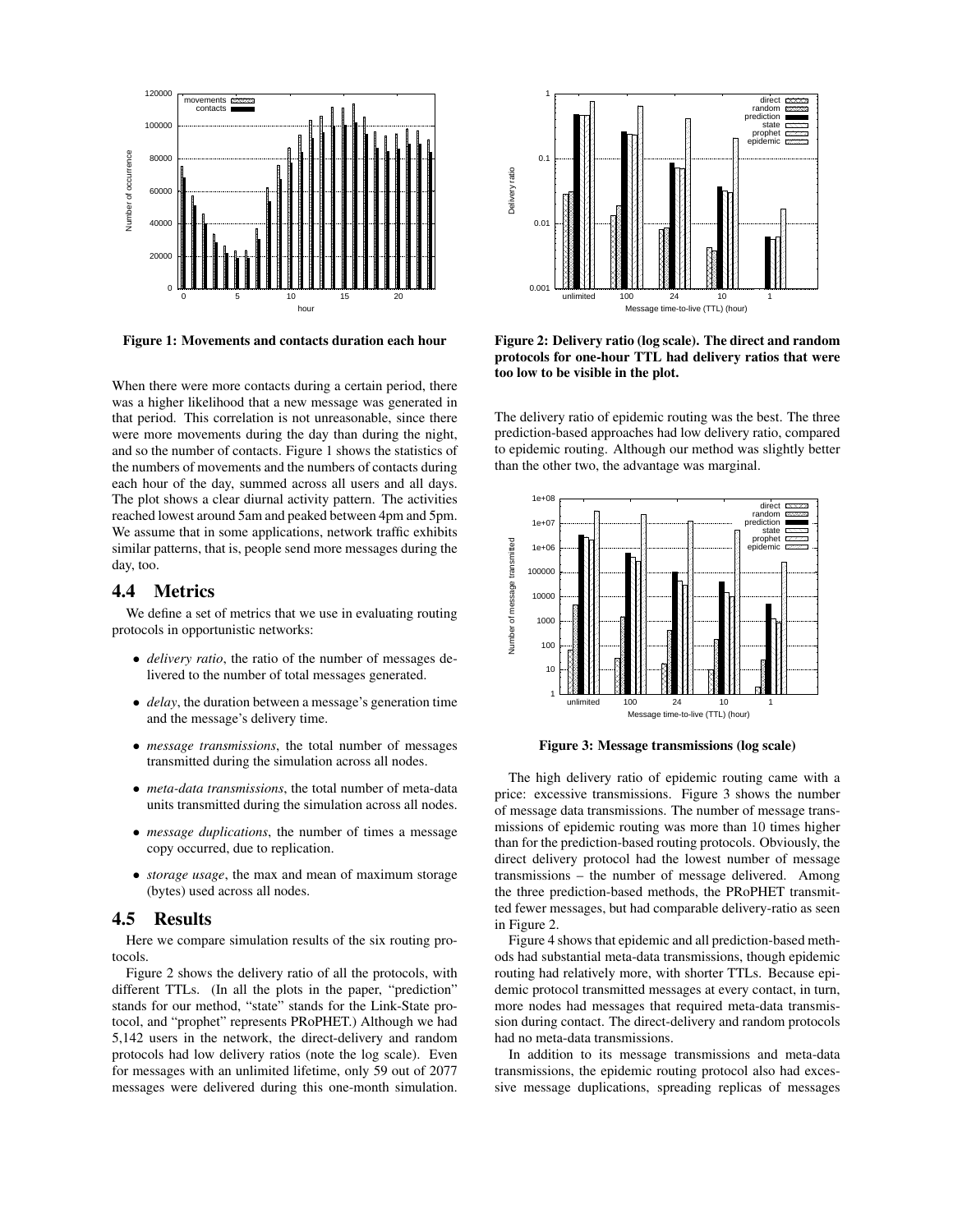Figure 1: Movements and contacts duration each hour

When there were more contacts during a certain period, there was a higher likelihood that a new message was generated in that period. This correlation is not unreasonable, since there were more movements during the day than during the night, and so the number of contacts. Figure 1 shows the statistics of the numbers of movements and the numbers of contacts during each hour of the day, summed across all users and all days. The plot shows a clear diurnal activity pattern. The activities reached lowest around 5am and peaked between 4pm and 5pm. We assume that in some applications, network traffic exhibits similar patterns, that is, people send more messages during the day, too.

## 4.4 Metrics

We define a set of metrics that we use in evaluating routing protocols in opportunistic networks:

- *delivery ratio*, the ratio of the number of messages delivered to the number of total messages generated.
- *delay*, the duration between a message's generation time and the message's delivery time.
- *message transmissions*, the total number of messages transmitted during the simulation across all nodes.
- *meta-data transmissions*, the total number of meta-data units transmitted during the simulation across all nodes.
- *message duplications*, the number of times a message copy occurred, due to replication.
- *storage usage*, the max and mean of maximum storage (bytes) used across all nodes.

## 4.5 Results

Here we compare simulation results of the six routing protocols.

Figure 2 shows the delivery ratio of all the protocols, with different TTLs. (In all the plots in the paper, "prediction" stands for our method, "state" stands for the Link-State protocol, and "prophet" represents PRoPHET.) Although we had 5,142 users in the network, the direct-delivery and random protocols had low delivery ratios (note the log scale). Even for messages with an unlimited lifetime, only 59 out of 2077 messages were delivered during this one-month simulation.

Figure 2: Delivery ratio (log scale). The direct and random protocols for one-hour TTL had delivery ratios that were too low to be visible in the plot.

The delivery ratio of epidemic routing was the best. The three prediction-based approaches had low delivery ratio, compared to epidemic routing. Although our method was slightly better than the other two, the advantage was marginal.

Figure 3: Message transmissions (log scale)

The high delivery ratio of epidemic routing came with a price: excessive transmissions. Figure 3 shows the number of message data transmissions. The number of message transmissions of epidemic routing was more than 10 times higher than for the prediction-based routing protocols. Obviously, the direct delivery protocol had the lowest number of message transmissions – the number of message delivered. Among the three prediction-based methods, the PRoPHET transmitted fewer messages, but had comparable delivery-ratio as seen in Figure 2.

Figure 4 shows that epidemic and all prediction-based methods had substantial meta-data transmissions, though epidemic routing had relatively more, with shorter TTLs. Because epidemic protocol transmitted messages at every contact, in turn, more nodes had messages that required meta-data transmission during contact. The direct-delivery and random protocols had no meta-data transmissions.

In addition to its message transmissions and meta-data transmissions, the epidemic routing protocol also had excessive message duplications, spreading replicas of messages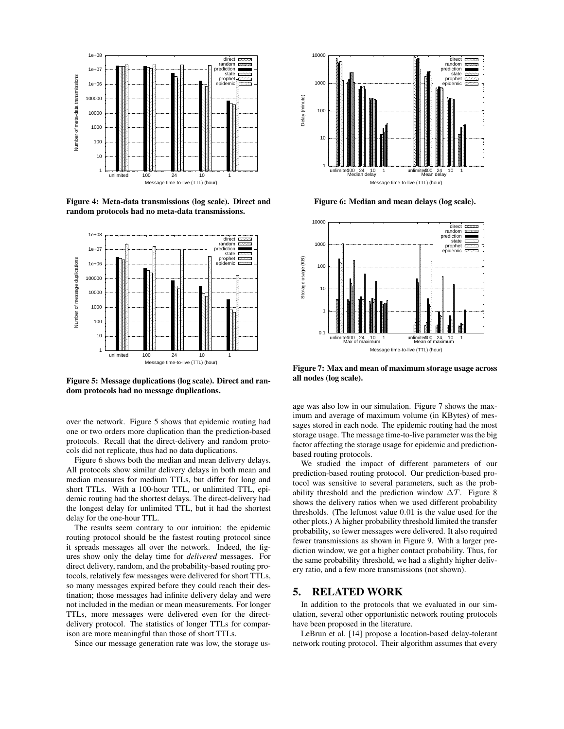Figure 4: Meta-data transmissions (log scale). Direct and random protocols had no meta-data transmissions.

Figure 5: Message duplications (log scale). Direct and random protocols had no message duplications.

over the network. Figure 5 shows that epidemic routing had one or two orders more duplication than the prediction-based protocols. Recall that the direct-delivery and random protocols did not replicate, thus had no data duplications.

Figure 6 shows both the median and mean delivery delays. All protocols show similar delivery delays in both mean and median measures for medium TTLs, but differ for long and short TTLs. With a 100-hour TTL, or unlimited TTL, epidemic routing had the shortest delays. The direct-delivery had the longest delay for unlimited TTL, but it had the shortest delay for the one-hour TTL.

The results seem contrary to our intuition: the epidemic routing protocol should be the fastest routing protocol since it spreads messages all over the network. Indeed, the figures show only the delay time for *delivered* messages. For direct delivery, random, and the probability-based routing protocols, relatively few messages were delivered for short TTLs, so many messages expired before they could reach their destination; those messages had infinite delivery delay and were not included in the median or mean measurements. For longer TTLs, more messages were delivered even for the direct-delivery protocol. The statistics of longer TTLs for comparison are more meaningful than those of short TTLs.

Since our message generation rate was low, the storage usage was also low in our simulation. Figure 7 shows the maximum and average of maximum volume (in KBytes) of messages stored in each node. The epidemic routing had the most storage usage. The message time-to-live parameter was the big factor affecting the storage usage for epidemic and prediction-based routing protocols.

Figure 6: Median and mean delays (log scale).

Figure 7: Max and mean of maximum storage usage across all nodes (log scale).

We studied the impact of different parameters of our prediction-based routing protocol. Our prediction-based protocol was sensitive to several parameters, such as the probability threshold and the prediction window $\Delta T$. Figure 8 shows the delivery ratios when we used different probability thresholds. (The leftmost value $0.01$ is the value used for the other plots.) A higher probability threshold limited the transfer probability, so fewer messages were delivered. It also required fewer transmissions as shown in Figure 9. With a larger prediction window, we got a higher contact probability. Thus, for the same probability threshold, we had a slightly higher delivery ratio, and a few more transmissions (not shown).

## 5. RELATED WORK

In addition to the protocols that we evaluated in our simulation, several other opportunistic network routing protocols have been proposed in the literature.

LeBrun et al. [14] propose a location-based delay-tolerant network routing protocol. Their algorithm assumes that every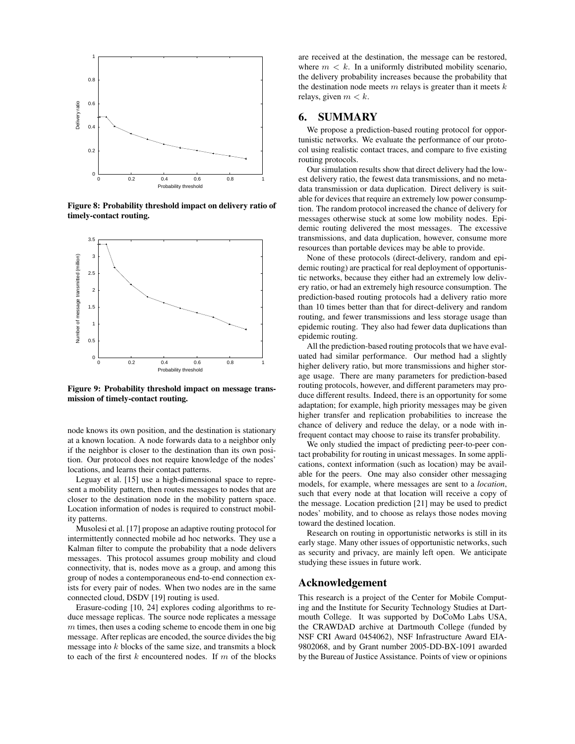Figure 8: Probability threshold impact on delivery ratio of timely-contact routing.

Figure 9: Probability threshold impact on message transmission of timely-contact routing.

node knows its own position, and the destination is stationary at a known location. A node forwards data to a neighbor only if the neighbor is closer to the destination than its own position. Our protocol does not require knowledge of the nodes' locations, and learns their contact patterns.

Leguay et al. [15] use a high-dimensional space to represent a mobility pattern, then routes messages to nodes that are closer to the destination node in the mobility pattern space. Location information of nodes is required to construct mobility patterns.

Musolesi et al. [17] propose an adaptive routing protocol for intermittently connected mobile ad hoc networks. They use a Kalman filter to compute the probability that a node delivers messages. This protocol assumes group mobility and cloud connectivity, that is, nodes move as a group, and among this group of nodes a contemporaneous end-to-end connection exists for every pair of nodes. When two nodes are in the same connected cloud, DSDV [19] routing is used.

Erasure-coding [10, 24] explores coding algorithms to reduce message replicas. The source node replicates a message $m$ times, then uses a coding scheme to encode them in one big message. After replicas are encoded, the source divides the big message into $k$ blocks of the same size, and transmits a block to each of the first $k$ encountered nodes. If $m$ of the blocks are received at the destination, the message can be restored, where $m < k$. In a uniformly distributed mobility scenario, the delivery probability increases because the probability that the destination node meets $m$ relays is greater than it meets $k$ relays, given $m < k$.

## 6. SUMMARY

We propose a prediction-based routing protocol for opportunistic networks. We evaluate the performance of our protocol using realistic contact traces, and compare to five existing routing protocols.

Our simulation results show that direct delivery had the lowest delivery ratio, the fewest data transmissions, and no meta-data transmission or data duplication. Direct delivery is suitable for devices that require an extremely low power consumption. The random protocol increased the chance of delivery for messages otherwise stuck at some low mobility nodes. Epidemic routing delivered the most messages. The excessive transmissions, and data duplication, however, consume more resources than portable devices may be able to provide.

None of these protocols (direct-delivery, random and epidemic routing) are practical for real deployment of opportunistic networks, because they either had an extremely low delivery ratio, or had an extremely high resource consumption. The prediction-based routing protocols had a delivery ratio more than 10 times better than that for direct-delivery and random routing, and fewer transmissions and less storage usage than epidemic routing. They also had fewer data duplications than epidemic routing.

All the prediction-based routing protocols that we have evaluated had similar performance. Our method had a slightly higher delivery ratio, but more transmissions and higher storage usage. There are many parameters for prediction-based routing protocols, however, and different parameters may produce different results. Indeed, there is an opportunity for some adaptation; for example, high priority messages may be given higher transfer and replication probabilities to increase the chance of delivery and reduce the delay, or a node with infrequent contact may choose to raise its transfer probability.

We only studied the impact of predicting peer-to-peer contact probability for routing in unicast messages. In some applications, context information (such as location) may be available for the peers. One may also consider other messaging models, for example, where messages are sent to a *location*, such that every node at that location will receive a copy of the message. Location prediction [21] may be used to predict nodes' mobility, and to choose as relays those nodes moving toward the destined location.

Research on routing in opportunistic networks is still in its early stage. Many other issues of opportunistic networks, such as security and privacy, are mainly left open. We anticipate studying these issues in future work.

## Acknowledgement

This research is a project of the Center for Mobile Computing and the Institute for Security Technology Studies at Dartmouth College. It was supported by DoCoMo Labs USA, the CRAWDAD archive at Dartmouth College (funded by NSF CRI Award 0454062), NSF Infrastructure Award EIA-9802068, and by Grant number 2005-DD-BX-1091 awarded by the Bureau of Justice Assistance. Points of view or opinions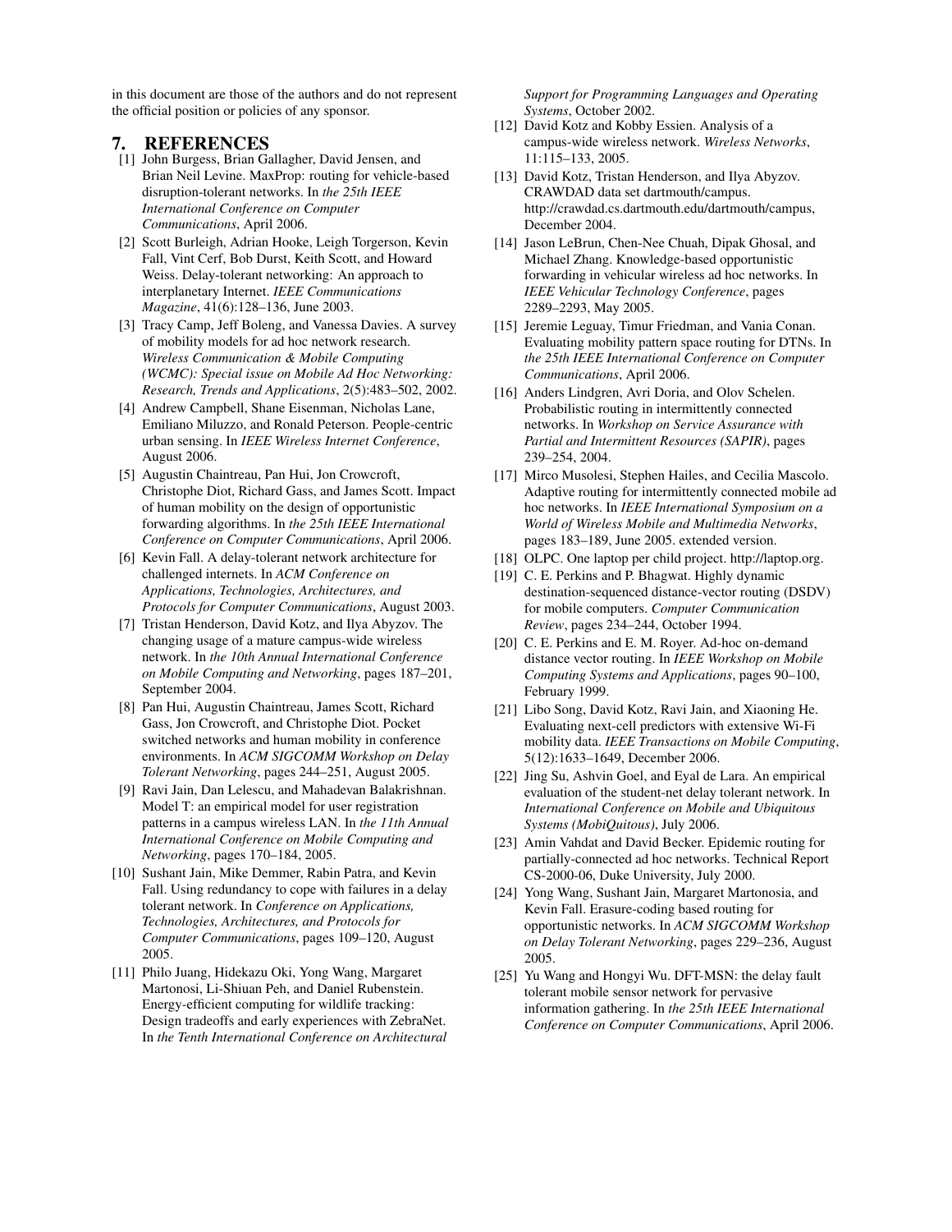in this document are those of the authors and do not represent the official position or policies of any sponsor.

## 7. REFERENCES

[1] John Burgess, Brian Gallagher, David Jensen, and Brian Neil Levine. MaxProp: routing for vehicle-based disruption-tolerant networks. In *the 25th IEEE International Conference on Computer Communications*, April 2006.

[2] Scott Burleigh, Adrian Hooke, Leigh Torgerson, Kevin Fall, Vint Cerf, Bob Durst, Keith Scott, and Howard Weiss. Delay-tolerant networking: An approach to interplanetary Internet. *IEEE Communications Magazine*, 41(6):128–136, June 2003.

[3] Tracy Camp, Jeff Boleng, and Vanessa Davies. A survey of mobility models for ad hoc network research. *Wireless Communication & Mobile Computing (WCMC): Special issue on Mobile Ad Hoc Networking: Research, Trends and Applications*, 2(5):483–502, 2002.

[4] Andrew Campbell, Shane Eisenman, Nicholas Lane, Emiliano Miluzzo, and Ronald Peterson. People-centric urban sensing. In *IEEE Wireless Internet Conference*, August 2006.

[5] Augustin Chaintreau, Pan Hui, Jon Crowcroft, Christophe Diot, Richard Gass, and James Scott. Impact of human mobility on the design of opportunistic forwarding algorithms. In *the 25th IEEE International Conference on Computer Communications*, April 2006.

[6] Kevin Fall. A delay-tolerant network architecture for challenged internets. In *ACM Conference on Applications, Technologies, Architectures, and Protocols for Computer Communications*, August 2003.

[7] Tristan Henderson, David Kotz, and Ilya Abyzov. The changing usage of a mature campus-wide wireless network. In *the 10th Annual International Conference on Mobile Computing and Networking*, pages 187–201, September 2004.

[8] Pan Hui, Augustin Chaintreau, James Scott, Richard Gass, Jon Crowcroft, and Christophe Diot. Pocket switched networks and human mobility in conference environments. In *ACM SIGCOMM Workshop on Delay Tolerant Networking*, pages 244–251, August 2005.

[9] Ravi Jain, Dan Lelescu, and Mahadevan Balakrishnan. Model T: an empirical model for user registration patterns in a campus wireless LAN. In *the 11th Annual International Conference on Mobile Computing and Networking*, pages 170–184, 2005.

[10] Sushant Jain, Mike Demmer, Rabin Patra, and Kevin Fall. Using redundancy to cope with failures in a delay tolerant network. In *Conference on Applications, Technologies, Architectures, and Protocols for Computer Communications*, pages 109–120, August 2005.

[11] Philo Juang, Hidekazu Oki, Yong Wang, Margaret Martonosi, Li-Shiuan Peh, and Daniel Rubenstein. Energy-efficient computing for wildlife tracking: Design tradeoffs and early experiences with ZebraNet. In *the Tenth International Conference on Architectural Support for Programming Languages and Operating Systems*, October 2002.

[12] David Kotz and Kobby Essien. Analysis of a campus-wide wireless network. *Wireless Networks*, 11:115–133, 2005.

[13] David Kotz, Tristan Henderson, and Ilya Abyzov. CRAWDAD data set dartmouth/campus. http://crawdad.cs.dartmouth.edu/dartmouth/campus, December 2004.

[14] Jason LeBrun, Chen-Nee Chuah, Dipak Ghosal, and Michael Zhang. Knowledge-based opportunistic forwarding in vehicular wireless ad hoc networks. In *IEEE Vehicular Technology Conference*, pages 2289–2293, May 2005.

[15] Jeremie Leguay, Timur Friedman, and Vania Conan. Evaluating mobility pattern space routing for DTNs. In *the 25th IEEE International Conference on Computer Communications*, April 2006.

[16] Anders Lindgren, Avri Doria, and Olov Schelen. Probabilistic routing in intermittently connected networks. In *Workshop on Service Assurance with Partial and Intermittent Resources (SAPIR)*, pages 239–254, 2004.

[17] Mirco Musolesi, Stephen Hailes, and Cecilia Mascolo. Adaptive routing for intermittently connected mobile ad hoc networks. In *IEEE International Symposium on a World of Wireless Mobile and Multimedia Networks*, pages 183–189, June 2005. extended version.

[18] OLPC. One laptop per child project. http://laptop.org.

[19] C. E. Perkins and P. Bhagwat. Highly dynamic destination-sequenced distance-vector routing (DSDV) for mobile computers. *Computer Communication Review*, pages 234–244, October 1994.

[20] C. E. Perkins and E. M. Royer. Ad-hoc on-demand distance vector routing. In *IEEE Workshop on Mobile Computing Systems and Applications*, pages 90–100, February 1999.

[21] Libo Song, David Kotz, Ravi Jain, and Xiaoning He. Evaluating next-cell predictors with extensive Wi-Fi mobility data. *IEEE Transactions on Mobile Computing*, 5(12):1633–1649, December 2006.

[22] Jing Su, Ashvin Goel, and Eyal de Lara. An empirical evaluation of the student-net delay tolerant network. In *International Conference on Mobile and Ubiquitous Systems (MobiQuitous)*, July 2006.

[23] Amin Vahdat and David Becker. Epidemic routing for partially-connected ad hoc networks. Technical Report CS-2000-06, Duke University, July 2000.

[24] Yong Wang, Sushant Jain, Margaret Martonosia, and Kevin Fall. Erasure-coding based routing for opportunistic networks. In *ACM SIGCOMM Workshop on Delay Tolerant Networking*, pages 229–236, August 2005.

[25] Yu Wang and Hongyi Wu. DFT-MSN: the delay fault tolerant mobile sensor network for pervasive information gathering. In *the 25th IEEE International Conference on Computer Communications*, April 2006.